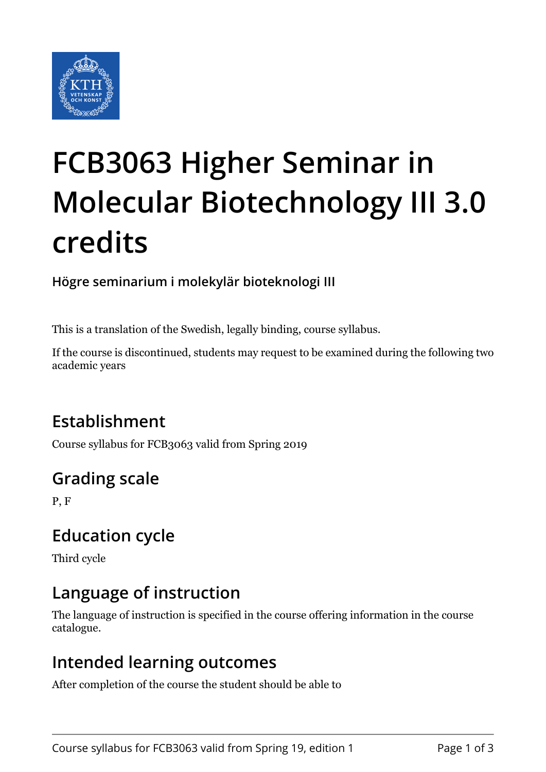# FCB3063 Higher Seminar in Molecular Biotechnology III 3.0 credits

**Högre seminarium i molekylär bioteknologi III**

This is a translation of the Swedish, legally binding, course syllabus.

If the course is discontinued, students may request to be examined during the following two academic years

## Establishment

Course syllabus for FCB3063 valid from Spring 2019

## Grading scale

P, F

## Education cycle

Third cycle

## Language of instruction

The language of instruction is specified in the course offering information in the course catalogue.

## Intended learning outcomes

After completion of the course the student should be able to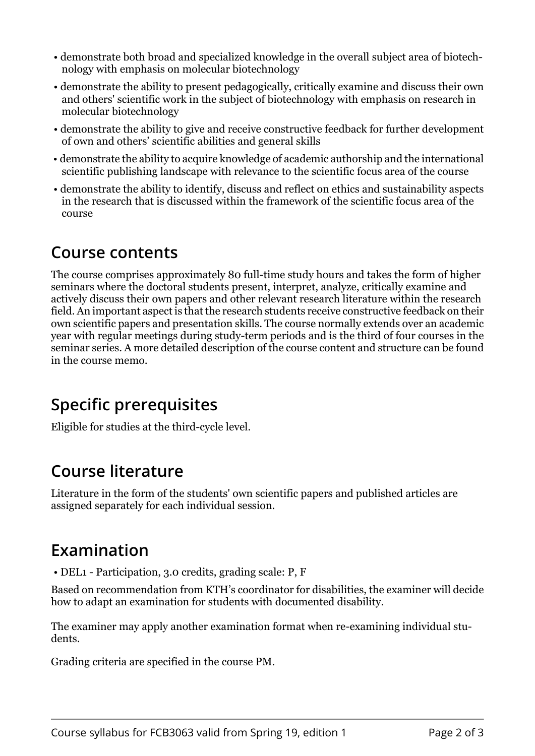- demonstrate both broad and specialized knowledge in the overall subject area of biotechnology with emphasis on molecular biotechnology
- demonstrate the ability to present pedagogically, critically examine and discuss their own and others' scientific work in the subject of biotechnology with emphasis on research in molecular biotechnology
- demonstrate the ability to give and receive constructive feedback for further development of own and others' scientific abilities and general skills
- demonstrate the ability to acquire knowledge of academic authorship and the international scientific publishing landscape with relevance to the scientific focus area of the course
- demonstrate the ability to identify, discuss and reflect on ethics and sustainability aspects in the research that is discussed within the framework of the scientific focus area of the course

## Course contents

The course comprises approximately 80 full-time study hours and takes the form of higher seminars where the doctoral students present, interpret, analyze, critically examine and actively discuss their own papers and other relevant research literature within the research field. An important aspect is that the research students receive constructive feedback on their own scientific papers and presentation skills. The course normally extends over an academic year with regular meetings during study-term periods and is the third of four courses in the seminar series. A more detailed description of the course content and structure can be found in the course memo.

## Specific prerequisites

Eligible for studies at the third-cycle level.

## Course literature

Literature in the form of the students' own scientific papers and published articles are assigned separately for each individual session.

## Examination

- DEL1 - Participation, 3.0 credits, grading scale: P, F

Based on recommendation from KTH's coordinator for disabilities, the examiner will decide how to adapt an examination for students with documented disability.

The examiner may apply another examination format when re-examining individual students.

Grading criteria are specified in the course PM.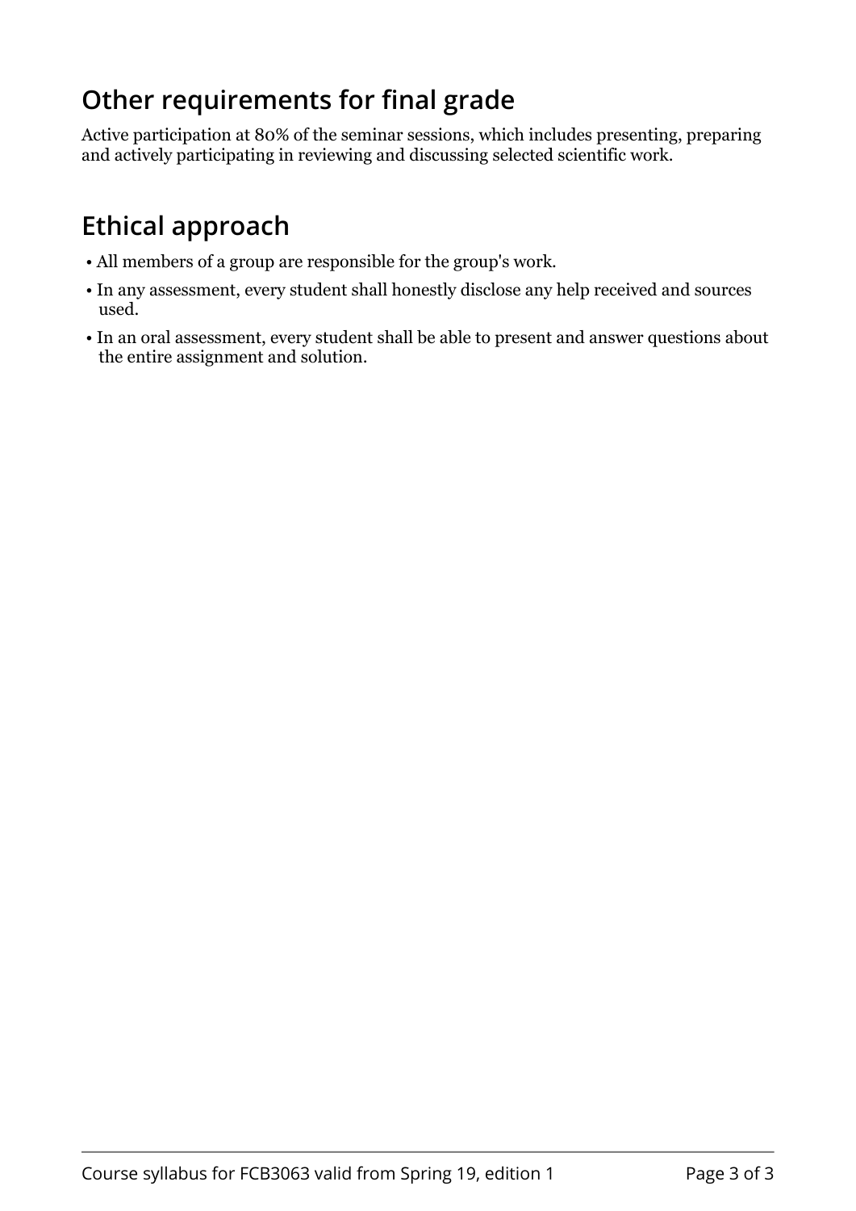## Other requirements for final grade

Active participation at 80% of the seminar sessions, which includes presenting, preparing and actively participating in reviewing and discussing selected scientific work.

## Ethical approach

- All members of a group are responsible for the group's work.
- In any assessment, every student shall honestly disclose any help received and sources used.
- In an oral assessment, every student shall be able to present and answer questions about the entire assignment and solution.